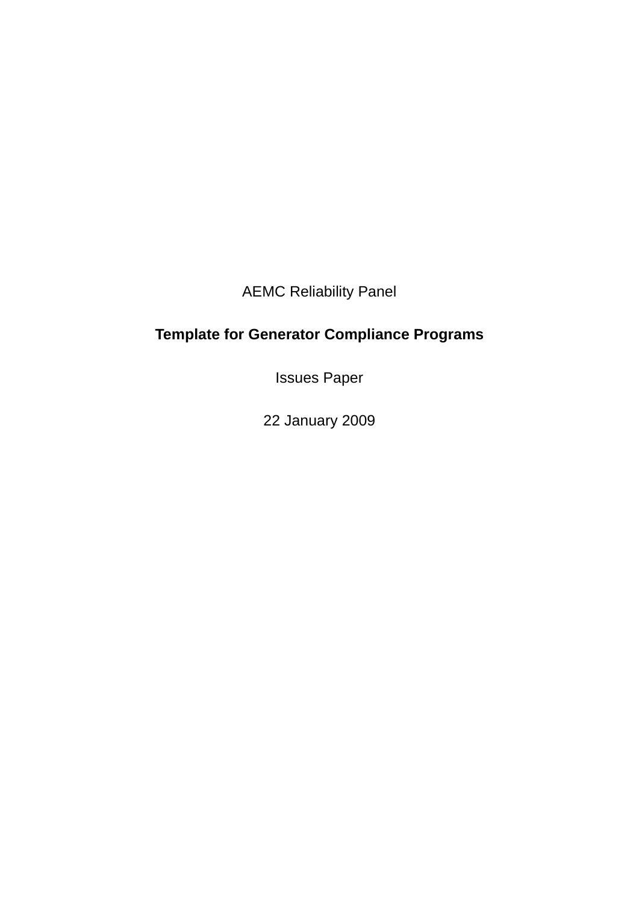AEMC Reliability Panel

# Template for Generator Compliance Programs

Issues Paper

22 January 2009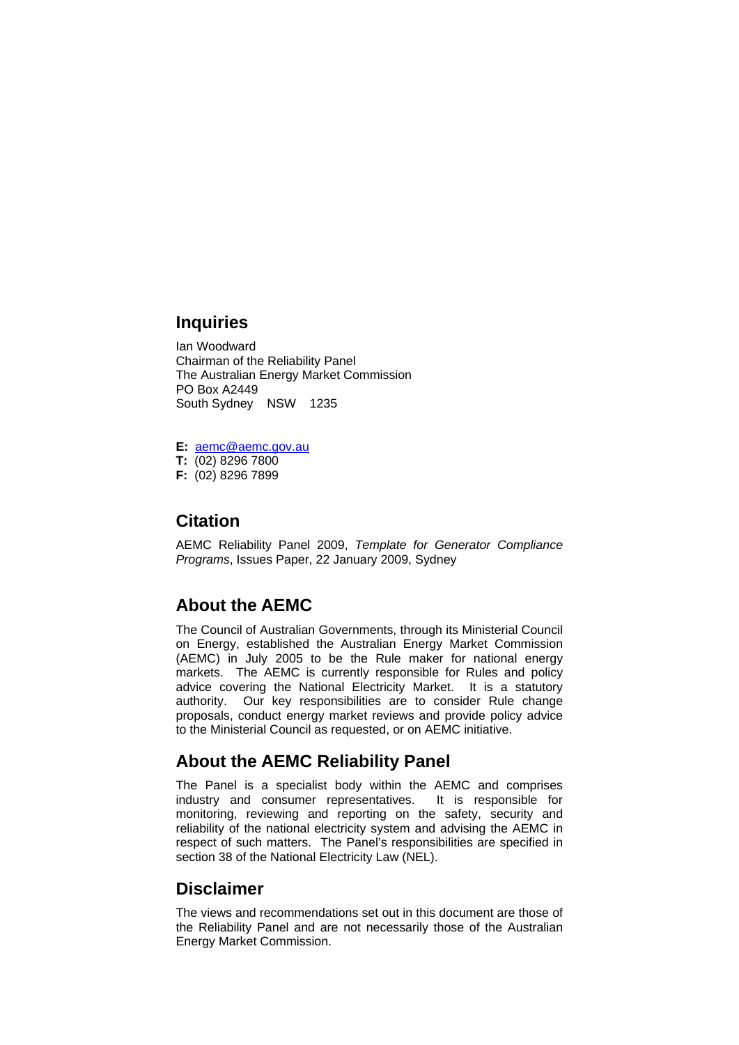## Inquiries

Ian Woodward
Chairman of the Reliability Panel
The Australian Energy Market Commission
PO Box A2449
South Sydney NSW 1235

**E:** aemc@aemc.gov.au
**T:** (02) 8296 7800
**F:** (02) 8296 7899

## Citation

AEMC Reliability Panel 2009, *Template for Generator Compliance Programs*, Issues Paper, 22 January 2009, Sydney

## About the AEMC

The Council of Australian Governments, through its Ministerial Council on Energy, established the Australian Energy Market Commission (AEMC) in July 2005 to be the Rule maker for national energy markets. The AEMC is currently responsible for Rules and policy advice covering the National Electricity Market. It is a statutory authority. Our key responsibilities are to consider Rule change proposals, conduct energy market reviews and provide policy advice to the Ministerial Council as requested, or on AEMC initiative.

## About the AEMC Reliability Panel

The Panel is a specialist body within the AEMC and comprises industry and consumer representatives. It is responsible for monitoring, reviewing and reporting on the safety, security and reliability of the national electricity system and advising the AEMC in respect of such matters. The Panel's responsibilities are specified in section 38 of the National Electricity Law (NEL).

## Disclaimer

The views and recommendations set out in this document are those of the Reliability Panel and are not necessarily those of the Australian Energy Market Commission.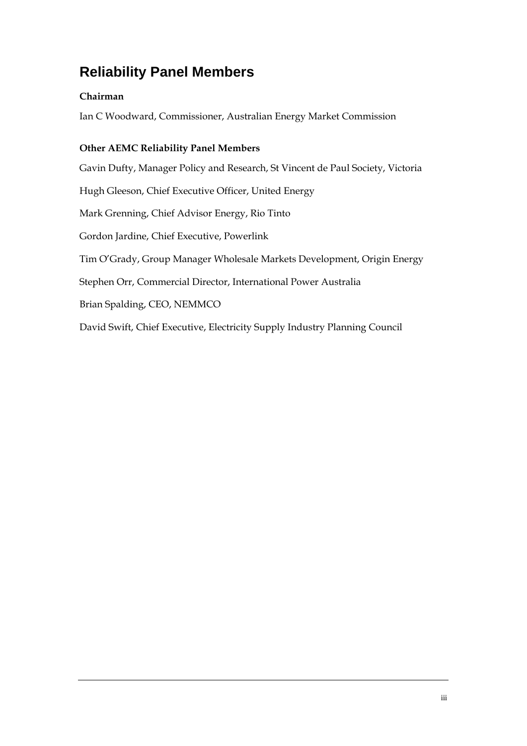# Reliability Panel Members

**Chairman**

Ian C Woodward, Commissioner, Australian Energy Market Commission

**Other AEMC Reliability Panel Members**

Gavin Dufty, Manager Policy and Research, St Vincent de Paul Society, Victoria

Hugh Gleeson, Chief Executive Officer, United Energy

Mark Grenning, Chief Advisor Energy, Rio Tinto

Gordon Jardine, Chief Executive, Powerlink

Tim O'Grady, Group Manager Wholesale Markets Development, Origin Energy

Stephen Orr, Commercial Director, International Power Australia

Brian Spalding, CEO, NEMMCO

David Swift, Chief Executive, Electricity Supply Industry Planning Council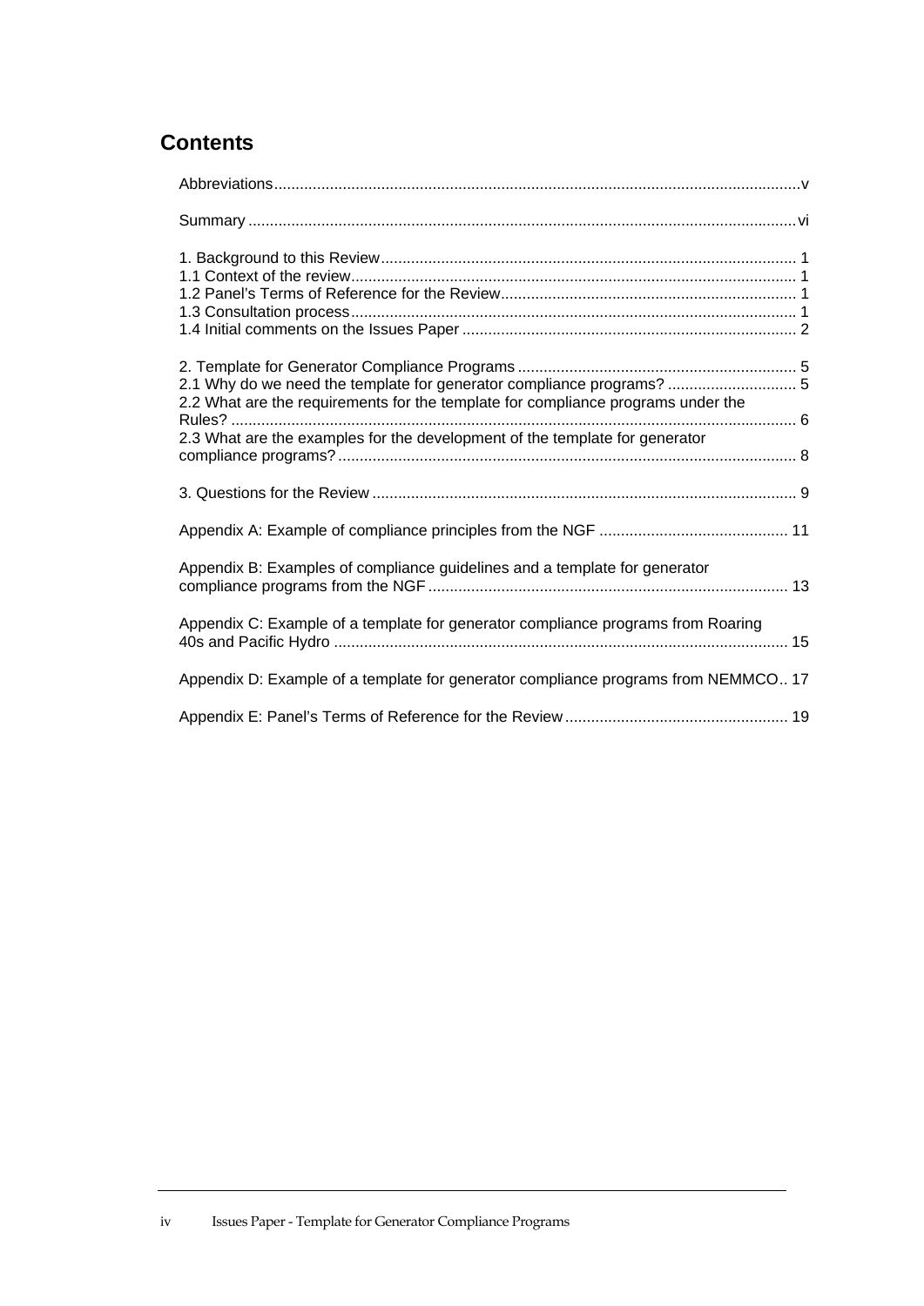# Contents

Abbreviations .......... v

Summary .......... vi

1. Background to this Review .......... 1
1.1 Context of the review .......... 1
1.2 Panel's Terms of Reference for the Review .......... 1
1.3 Consultation process .......... 1
1.4 Initial comments on the Issues Paper .......... 2

2. Template for Generator Compliance Programs .......... 5
2.1 Why do we need the template for generator compliance programs? .......... 5
2.2 What are the requirements for the template for compliance programs under the Rules? .......... 6
2.3 What are the examples for the development of the template for generator compliance programs? .......... 8

3. Questions for the Review .......... 9

Appendix A: Example of compliance principles from the NGF .......... 11

Appendix B: Examples of compliance guidelines and a template for generator compliance programs from the NGF .......... 13

Appendix C: Example of a template for generator compliance programs from Roaring 40s and Pacific Hydro .......... 15

Appendix D: Example of a template for generator compliance programs from NEMMCO .......... 17

Appendix E: Panel's Terms of Reference for the Review .......... 19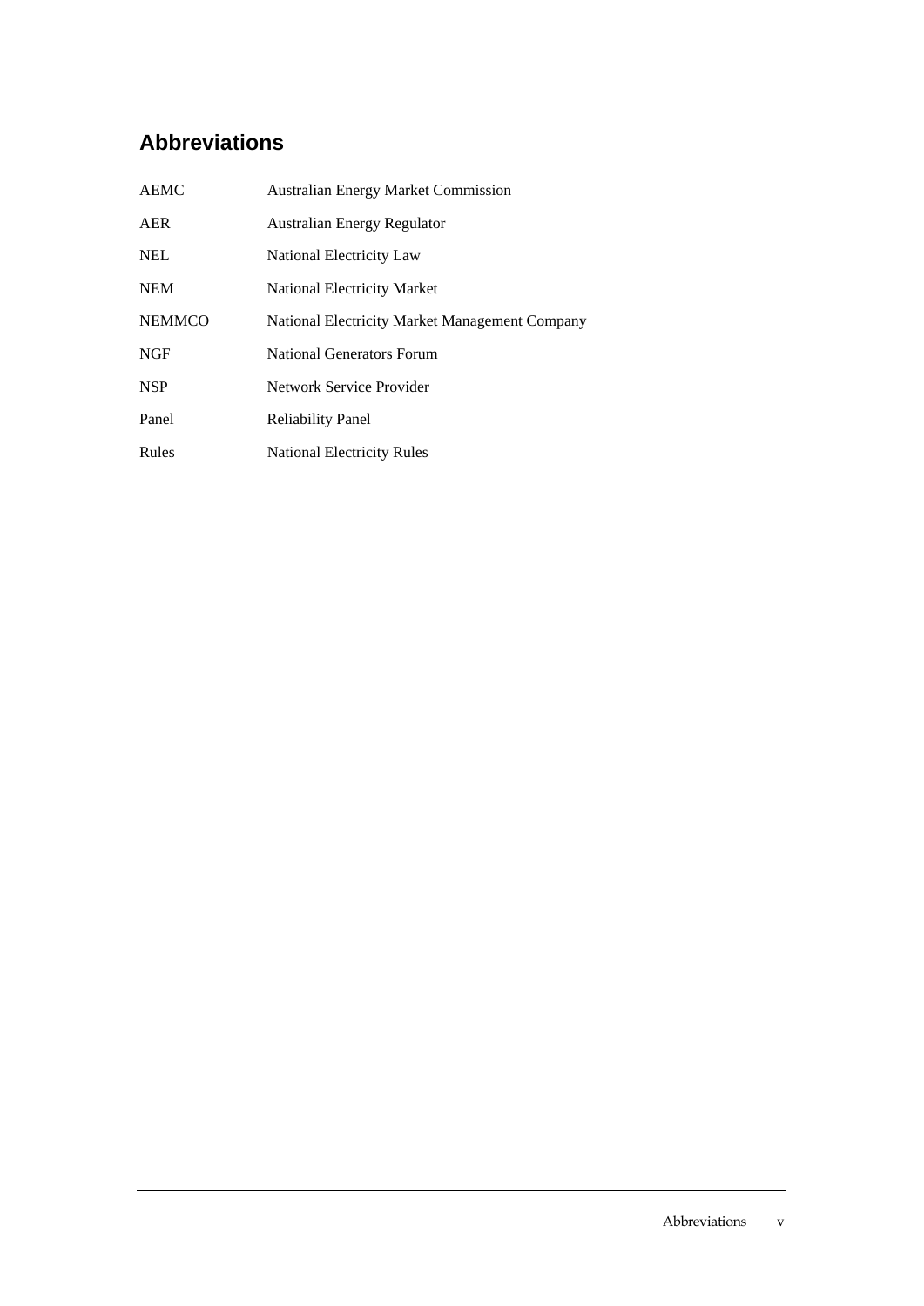## Abbreviations

| | |
|---|---|
| AEMC | Australian Energy Market Commission |
| AER | Australian Energy Regulator |
| NEL | National Electricity Law |
| NEM | National Electricity Market |
| NEMMCO | National Electricity Market Management Company |
| NGF | National Generators Forum |
| NSP | Network Service Provider |
| Panel | Reliability Panel |
| Rules | National Electricity Rules |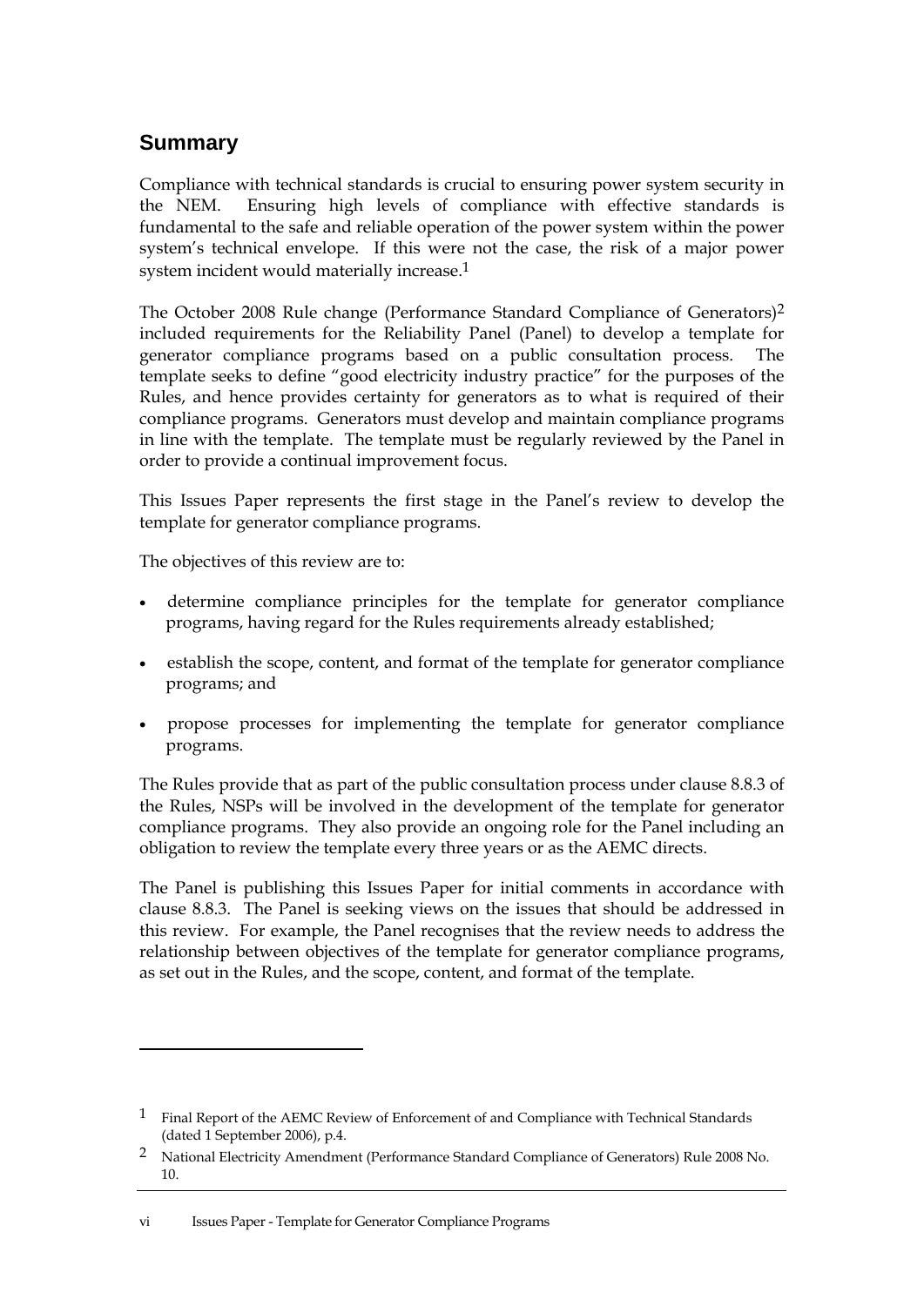## Summary

Compliance with technical standards is crucial to ensuring power system security in the NEM. Ensuring high levels of compliance with effective standards is fundamental to the safe and reliable operation of the power system within the power system's technical envelope. If this were not the case, the risk of a major power system incident would materially increase.[1]

The October 2008 Rule change (Performance Standard Compliance of Generators)[2] included requirements for the Reliability Panel (Panel) to develop a template for generator compliance programs based on a public consultation process. The template seeks to define "good electricity industry practice" for the purposes of the Rules, and hence provides certainty for generators as to what is required of their compliance programs. Generators must develop and maintain compliance programs in line with the template. The template must be regularly reviewed by the Panel in order to provide a continual improvement focus.

This Issues Paper represents the first stage in the Panel's review to develop the template for generator compliance programs.

The objectives of this review are to:

- determine compliance principles for the template for generator compliance programs, having regard for the Rules requirements already established;
- establish the scope, content, and format of the template for generator compliance programs; and
- propose processes for implementing the template for generator compliance programs.

The Rules provide that as part of the public consultation process under clause 8.8.3 of the Rules, NSPs will be involved in the development of the template for generator compliance programs. They also provide an ongoing role for the Panel including an obligation to review the template every three years or as the AEMC directs.

The Panel is publishing this Issues Paper for initial comments in accordance with clause 8.8.3. The Panel is seeking views on the issues that should be addressed in this review. For example, the Panel recognises that the review needs to address the relationship between objectives of the template for generator compliance programs, as set out in the Rules, and the scope, content, and format of the template.

---

[1] Final Report of the AEMC Review of Enforcement of and Compliance with Technical Standards (dated 1 September 2006), p.4.

[2] National Electricity Amendment (Performance Standard Compliance of Generators) Rule 2008 No. 10.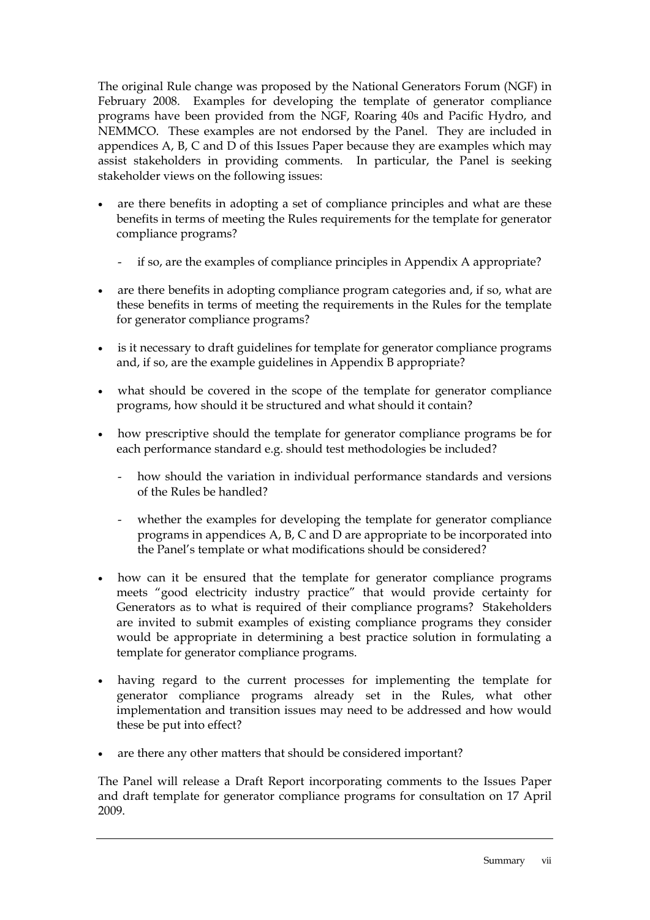The original Rule change was proposed by the National Generators Forum (NGF) in February 2008. Examples for developing the template of generator compliance programs have been provided from the NGF, Roaring 40s and Pacific Hydro, and NEMMCO. These examples are not endorsed by the Panel. They are included in appendices A, B, C and D of this Issues Paper because they are examples which may assist stakeholders in providing comments. In particular, the Panel is seeking stakeholder views on the following issues:

- are there benefits in adopting a set of compliance principles and what are these benefits in terms of meeting the Rules requirements for the template for generator compliance programs?
  - if so, are the examples of compliance principles in Appendix A appropriate?
- are there benefits in adopting compliance program categories and, if so, what are these benefits in terms of meeting the requirements in the Rules for the template for generator compliance programs?
- is it necessary to draft guidelines for template for generator compliance programs and, if so, are the example guidelines in Appendix B appropriate?
- what should be covered in the scope of the template for generator compliance programs, how should it be structured and what should it contain?
- how prescriptive should the template for generator compliance programs be for each performance standard e.g. should test methodologies be included?
  - how should the variation in individual performance standards and versions of the Rules be handled?
  - whether the examples for developing the template for generator compliance programs in appendices A, B, C and D are appropriate to be incorporated into the Panel's template or what modifications should be considered?
- how can it be ensured that the template for generator compliance programs meets "good electricity industry practice" that would provide certainty for Generators as to what is required of their compliance programs? Stakeholders are invited to submit examples of existing compliance programs they consider would be appropriate in determining a best practice solution in formulating a template for generator compliance programs.
- having regard to the current processes for implementing the template for generator compliance programs already set in the Rules, what other implementation and transition issues may need to be addressed and how would these be put into effect?
- are there any other matters that should be considered important?

The Panel will release a Draft Report incorporating comments to the Issues Paper and draft template for generator compliance programs for consultation on 17 April 2009.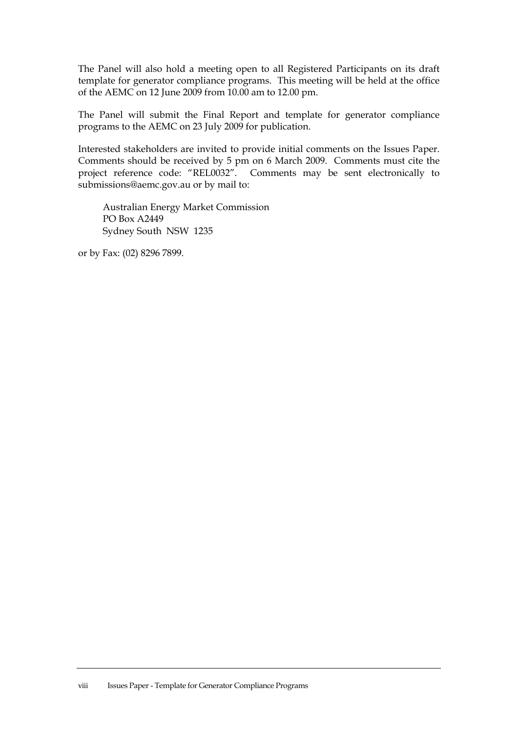The Panel will also hold a meeting open to all Registered Participants on its draft template for generator compliance programs. This meeting will be held at the office of the AEMC on 12 June 2009 from 10.00 am to 12.00 pm.

The Panel will submit the Final Report and template for generator compliance programs to the AEMC on 23 July 2009 for publication.

Interested stakeholders are invited to provide initial comments on the Issues Paper. Comments should be received by 5 pm on 6 March 2009. Comments must cite the project reference code: "REL0032". Comments may be sent electronically to submissions@aemc.gov.au or by mail to:

Australian Energy Market Commission
PO Box A2449
Sydney South NSW 1235

or by Fax: (02) 8296 7899.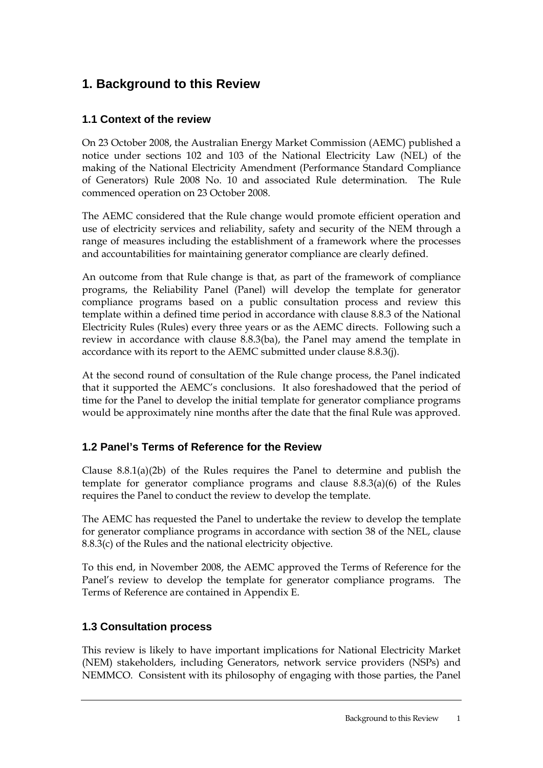# 1. Background to this Review

## 1.1 Context of the review

On 23 October 2008, the Australian Energy Market Commission (AEMC) published a notice under sections 102 and 103 of the National Electricity Law (NEL) of the making of the National Electricity Amendment (Performance Standard Compliance of Generators) Rule 2008 No. 10 and associated Rule determination. The Rule commenced operation on 23 October 2008.

The AEMC considered that the Rule change would promote efficient operation and use of electricity services and reliability, safety and security of the NEM through a range of measures including the establishment of a framework where the processes and accountabilities for maintaining generator compliance are clearly defined.

An outcome from that Rule change is that, as part of the framework of compliance programs, the Reliability Panel (Panel) will develop the template for generator compliance programs based on a public consultation process and review this template within a defined time period in accordance with clause 8.8.3 of the National Electricity Rules (Rules) every three years or as the AEMC directs. Following such a review in accordance with clause 8.8.3(ba), the Panel may amend the template in accordance with its report to the AEMC submitted under clause 8.8.3(j).

At the second round of consultation of the Rule change process, the Panel indicated that it supported the AEMC's conclusions. It also foreshadowed that the period of time for the Panel to develop the initial template for generator compliance programs would be approximately nine months after the date that the final Rule was approved.

## 1.2 Panel's Terms of Reference for the Review

Clause 8.8.1(a)(2b) of the Rules requires the Panel to determine and publish the template for generator compliance programs and clause 8.8.3(a)(6) of the Rules requires the Panel to conduct the review to develop the template.

The AEMC has requested the Panel to undertake the review to develop the template for generator compliance programs in accordance with section 38 of the NEL, clause 8.8.3(c) of the Rules and the national electricity objective.

To this end, in November 2008, the AEMC approved the Terms of Reference for the Panel's review to develop the template for generator compliance programs. The Terms of Reference are contained in Appendix E.

## 1.3 Consultation process

This review is likely to have important implications for National Electricity Market (NEM) stakeholders, including Generators, network service providers (NSPs) and NEMMCO. Consistent with its philosophy of engaging with those parties, the Panel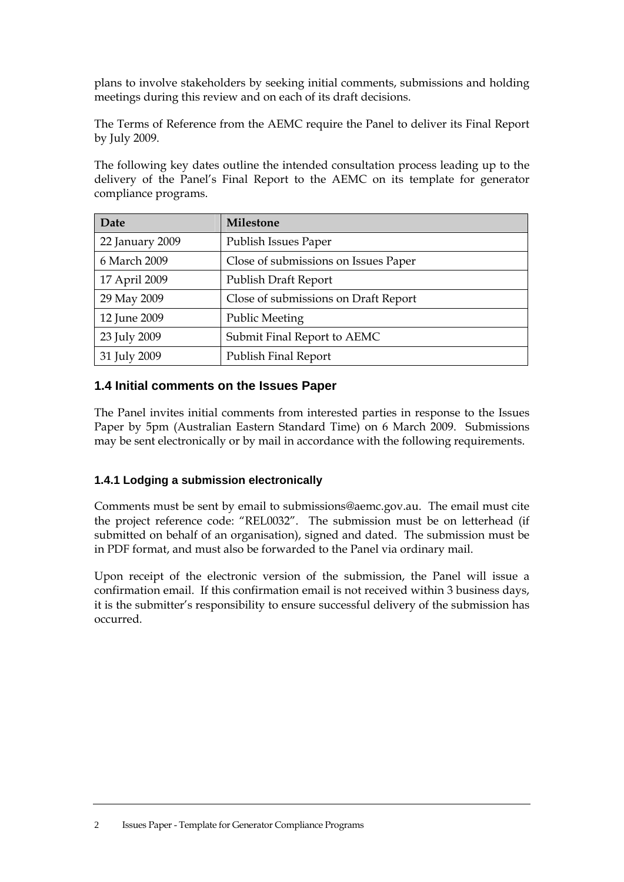plans to involve stakeholders by seeking initial comments, submissions and holding meetings during this review and on each of its draft decisions.

The Terms of Reference from the AEMC require the Panel to deliver its Final Report by July 2009.

The following key dates outline the intended consultation process leading up to the delivery of the Panel's Final Report to the AEMC on its template for generator compliance programs.

| Date | Milestone |
| --- | --- |
| 22 January 2009 | Publish Issues Paper |
| 6 March 2009 | Close of submissions on Issues Paper |
| 17 April 2009 | Publish Draft Report |
| 29 May 2009 | Close of submissions on Draft Report |
| 12 June 2009 | Public Meeting |
| 23 July 2009 | Submit Final Report to AEMC |
| 31 July 2009 | Publish Final Report |

## 1.4 Initial comments on the Issues Paper

The Panel invites initial comments from interested parties in response to the Issues Paper by 5pm (Australian Eastern Standard Time) on 6 March 2009. Submissions may be sent electronically or by mail in accordance with the following requirements.

### 1.4.1 Lodging a submission electronically

Comments must be sent by email to submissions@aemc.gov.au. The email must cite the project reference code: "REL0032". The submission must be on letterhead (if submitted on behalf of an organisation), signed and dated. The submission must be in PDF format, and must also be forwarded to the Panel via ordinary mail.

Upon receipt of the electronic version of the submission, the Panel will issue a confirmation email. If this confirmation email is not received within 3 business days, it is the submitter's responsibility to ensure successful delivery of the submission has occurred.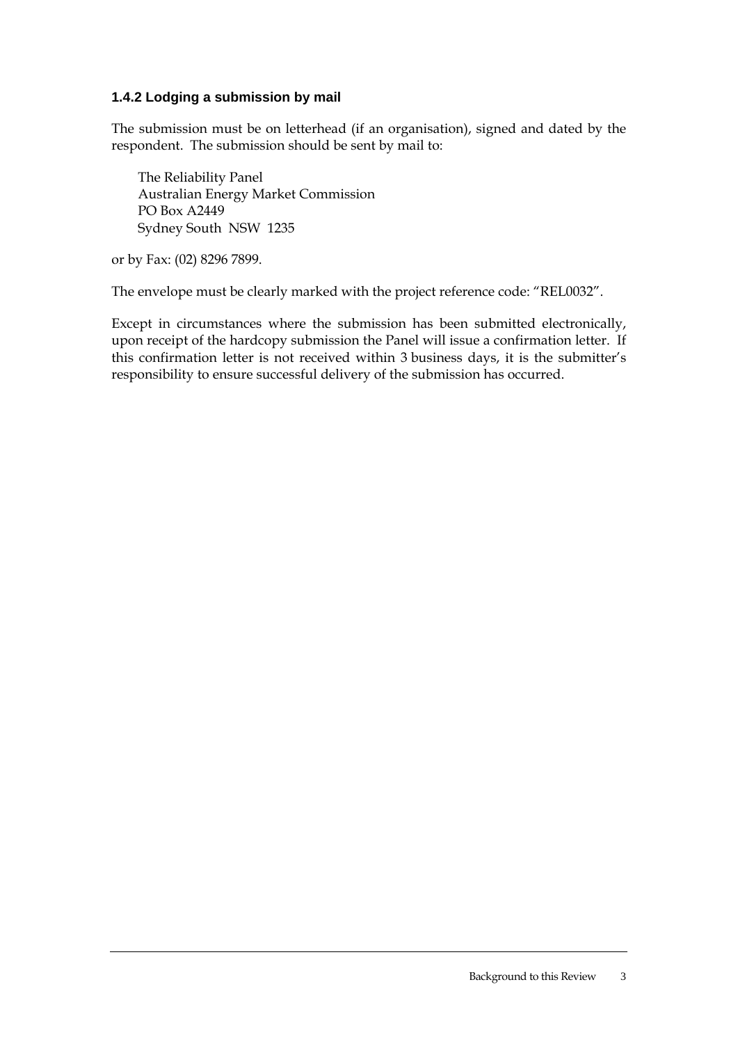### 1.4.2 Lodging a submission by mail

The submission must be on letterhead (if an organisation), signed and dated by the respondent. The submission should be sent by mail to:

The Reliability Panel
Australian Energy Market Commission
PO Box A2449
Sydney South NSW 1235

or by Fax: (02) 8296 7899.

The envelope must be clearly marked with the project reference code: "REL0032".

Except in circumstances where the submission has been submitted electronically, upon receipt of the hardcopy submission the Panel will issue a confirmation letter. If this confirmation letter is not received within 3 business days, it is the submitter's responsibility to ensure successful delivery of the submission has occurred.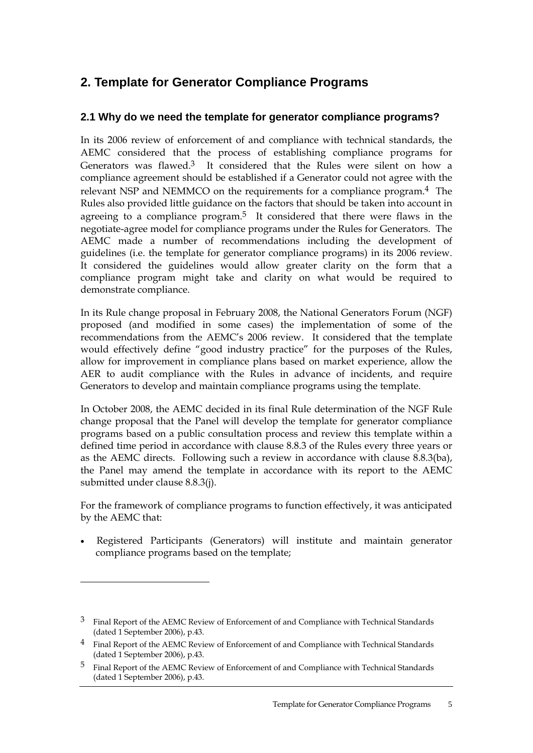# 2. Template for Generator Compliance Programs

## 2.1 Why do we need the template for generator compliance programs?

In its 2006 review of enforcement of and compliance with technical standards, the AEMC considered that the process of establishing compliance programs for Generators was flawed.[3] It considered that the Rules were silent on how a compliance agreement should be established if a Generator could not agree with the relevant NSP and NEMMCO on the requirements for a compliance program.[4] The Rules also provided little guidance on the factors that should be taken into account in agreeing to a compliance program.[5] It considered that there were flaws in the negotiate-agree model for compliance programs under the Rules for Generators. The AEMC made a number of recommendations including the development of guidelines (i.e. the template for generator compliance programs) in its 2006 review. It considered the guidelines would allow greater clarity on the form that a compliance program might take and clarity on what would be required to demonstrate compliance.

In its Rule change proposal in February 2008, the National Generators Forum (NGF) proposed (and modified in some cases) the implementation of some of the recommendations from the AEMC's 2006 review. It considered that the template would effectively define "good industry practice" for the purposes of the Rules, allow for improvement in compliance plans based on market experience, allow the AER to audit compliance with the Rules in advance of incidents, and require Generators to develop and maintain compliance programs using the template.

In October 2008, the AEMC decided in its final Rule determination of the NGF Rule change proposal that the Panel will develop the template for generator compliance programs based on a public consultation process and review this template within a defined time period in accordance with clause 8.8.3 of the Rules every three years or as the AEMC directs. Following such a review in accordance with clause 8.8.3(ba), the Panel may amend the template in accordance with its report to the AEMC submitted under clause 8.8.3(j).

For the framework of compliance programs to function effectively, it was anticipated by the AEMC that:

- Registered Participants (Generators) will institute and maintain generator compliance programs based on the template;

---

[3] Final Report of the AEMC Review of Enforcement of and Compliance with Technical Standards (dated 1 September 2006), p.43.

[4] Final Report of the AEMC Review of Enforcement of and Compliance with Technical Standards (dated 1 September 2006), p.43.

[5] Final Report of the AEMC Review of Enforcement of and Compliance with Technical Standards (dated 1 September 2006), p.43.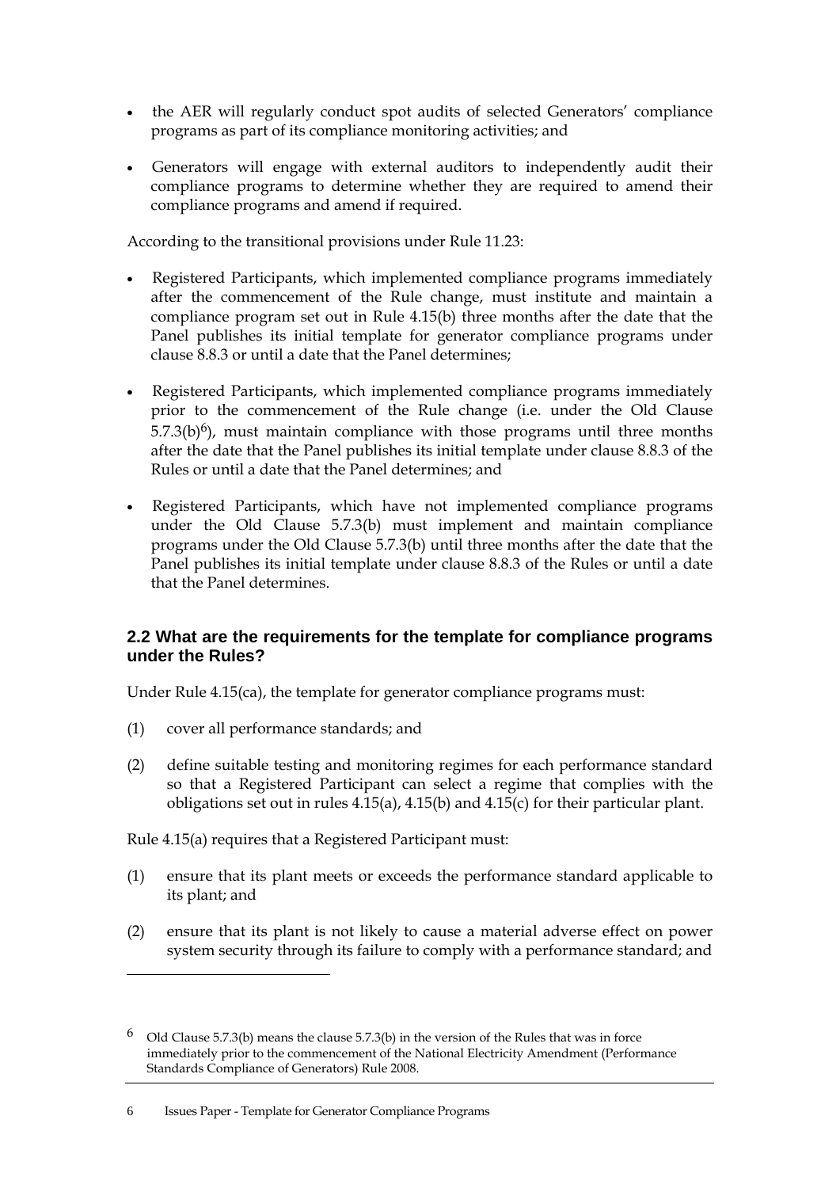- the AER will regularly conduct spot audits of selected Generators' compliance programs as part of its compliance monitoring activities; and
- Generators will engage with external auditors to independently audit their compliance programs to determine whether they are required to amend their compliance programs and amend if required.

According to the transitional provisions under Rule 11.23:

- Registered Participants, which implemented compliance programs immediately after the commencement of the Rule change, must institute and maintain a compliance program set out in Rule 4.15(b) three months after the date that the Panel publishes its initial template for generator compliance programs under clause 8.8.3 or until a date that the Panel determines;
- Registered Participants, which implemented compliance programs immediately prior to the commencement of the Rule change (i.e. under the Old Clause 5.7.3(b)[6]), must maintain compliance with those programs until three months after the date that the Panel publishes its initial template under clause 8.8.3 of the Rules or until a date that the Panel determines; and
- Registered Participants, which have not implemented compliance programs under the Old Clause 5.7.3(b) must implement and maintain compliance programs under the Old Clause 5.7.3(b) until three months after the date that the Panel publishes its initial template under clause 8.8.3 of the Rules or until a date that the Panel determines.

## 2.2 What are the requirements for the template for compliance programs under the Rules?

Under Rule 4.15(ca), the template for generator compliance programs must:

(1) cover all performance standards; and

(2) define suitable testing and monitoring regimes for each performance standard so that a Registered Participant can select a regime that complies with the obligations set out in rules 4.15(a), 4.15(b) and 4.15(c) for their particular plant.

Rule 4.15(a) requires that a Registered Participant must:

(1) ensure that its plant meets or exceeds the performance standard applicable to its plant; and

(2) ensure that its plant is not likely to cause a material adverse effect on power system security through its failure to comply with a performance standard; and

---

6 Old Clause 5.7.3(b) means the clause 5.7.3(b) in the version of the Rules that was in force immediately prior to the commencement of the National Electricity Amendment (Performance Standards Compliance of Generators) Rule 2008.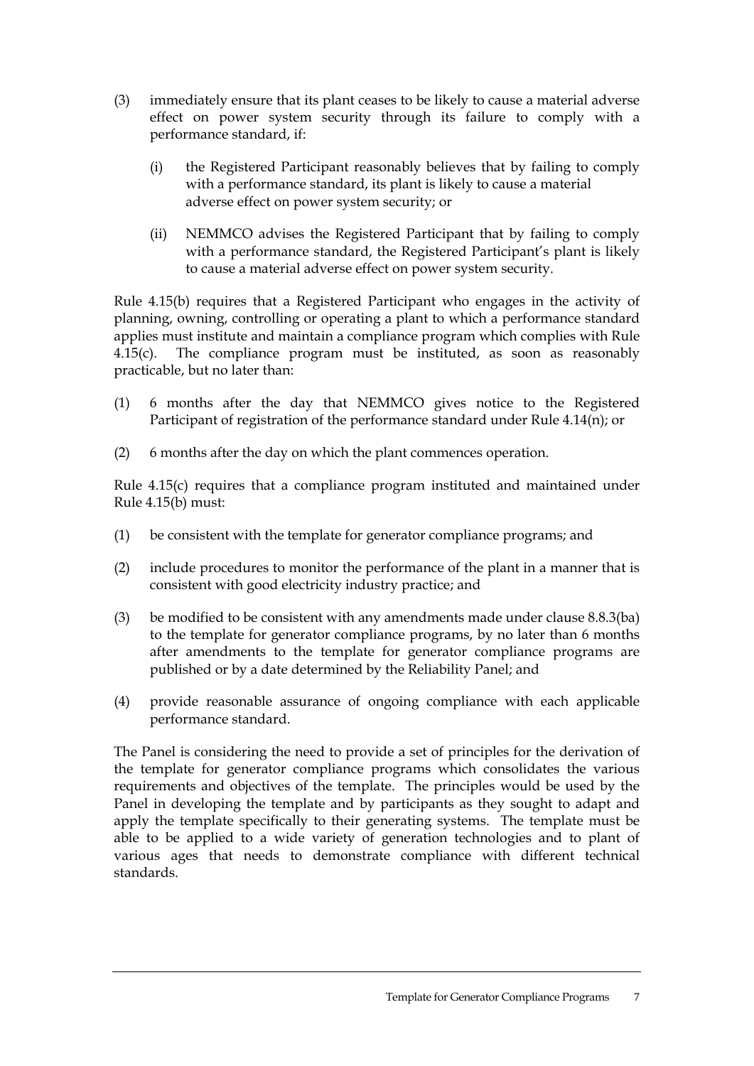(3) immediately ensure that its plant ceases to be likely to cause a material adverse effect on power system security through its failure to comply with a performance standard, if:

   (i) the Registered Participant reasonably believes that by failing to comply with a performance standard, its plant is likely to cause a material adverse effect on power system security; or

   (ii) NEMMCO advises the Registered Participant that by failing to comply with a performance standard, the Registered Participant's plant is likely to cause a material adverse effect on power system security.

Rule 4.15(b) requires that a Registered Participant who engages in the activity of planning, owning, controlling or operating a plant to which a performance standard applies must institute and maintain a compliance program which complies with Rule 4.15(c). The compliance program must be instituted, as soon as reasonably practicable, but no later than:

(1) 6 months after the day that NEMMCO gives notice to the Registered Participant of registration of the performance standard under Rule 4.14(n); or

(2) 6 months after the day on which the plant commences operation.

Rule 4.15(c) requires that a compliance program instituted and maintained under Rule 4.15(b) must:

(1) be consistent with the template for generator compliance programs; and

(2) include procedures to monitor the performance of the plant in a manner that is consistent with good electricity industry practice; and

(3) be modified to be consistent with any amendments made under clause 8.8.3(ba) to the template for generator compliance programs, by no later than 6 months after amendments to the template for generator compliance programs are published or by a date determined by the Reliability Panel; and

(4) provide reasonable assurance of ongoing compliance with each applicable performance standard.

The Panel is considering the need to provide a set of principles for the derivation of the template for generator compliance programs which consolidates the various requirements and objectives of the template. The principles would be used by the Panel in developing the template and by participants as they sought to adapt and apply the template specifically to their generating systems. The template must be able to be applied to a wide variety of generation technologies and to plant of various ages that needs to demonstrate compliance with different technical standards.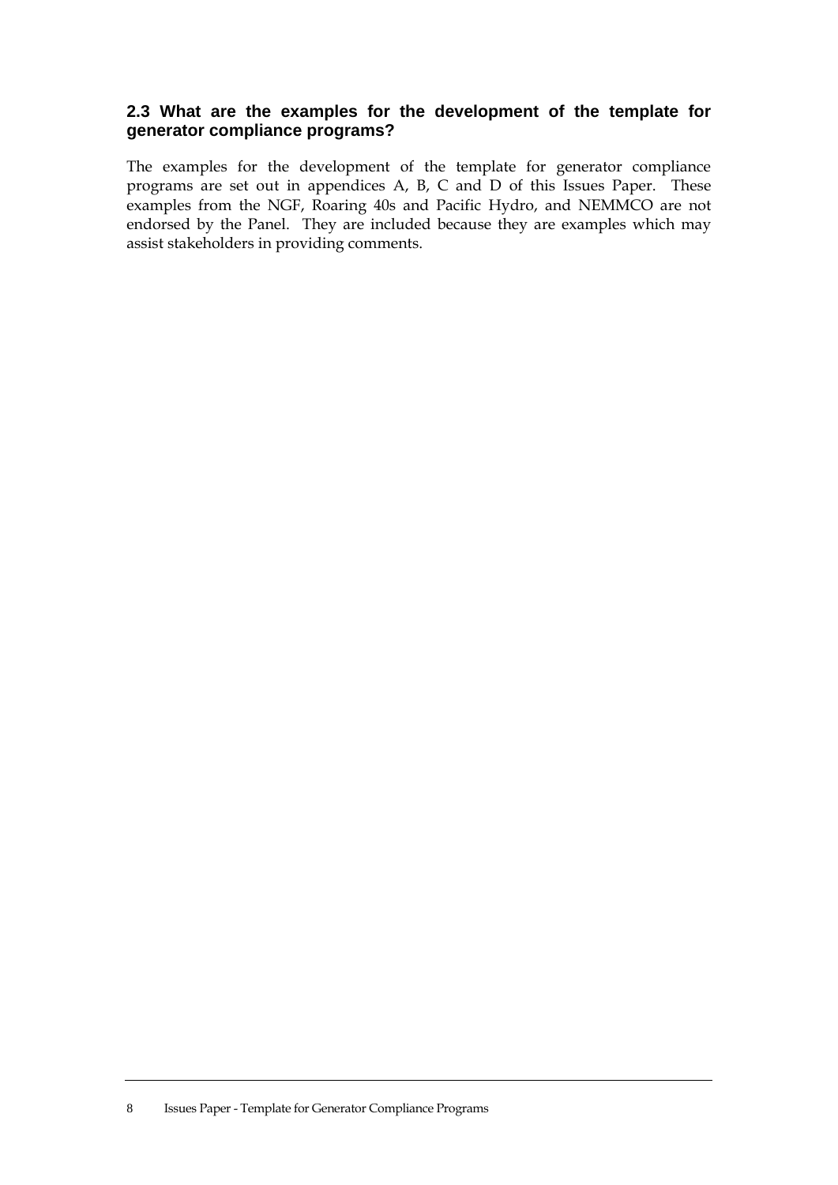### 2.3 What are the examples for the development of the template for generator compliance programs?

The examples for the development of the template for generator compliance programs are set out in appendices A, B, C and D of this Issues Paper. These examples from the NGF, Roaring 40s and Pacific Hydro, and NEMMCO are not endorsed by the Panel. They are included because they are examples which may assist stakeholders in providing comments.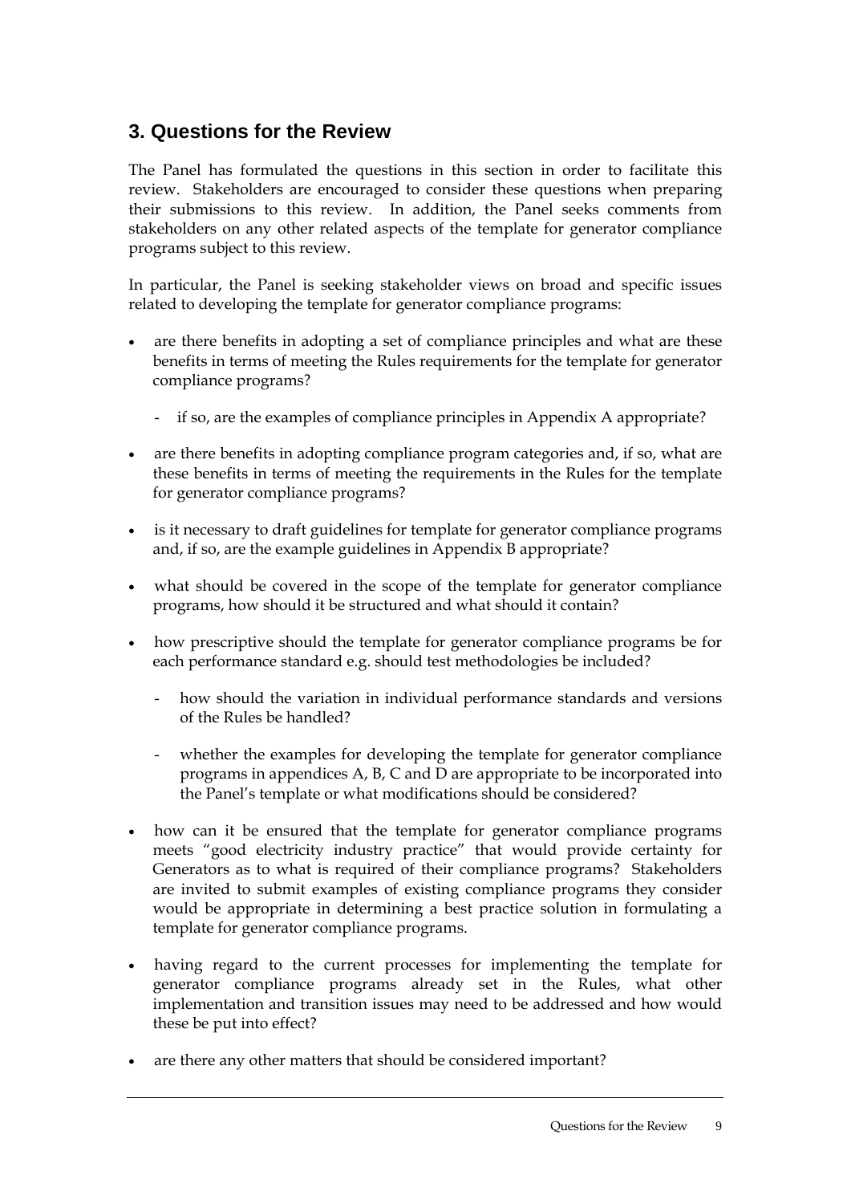## 3. Questions for the Review

The Panel has formulated the questions in this section in order to facilitate this review. Stakeholders are encouraged to consider these questions when preparing their submissions to this review. In addition, the Panel seeks comments from stakeholders on any other related aspects of the template for generator compliance programs subject to this review.

In particular, the Panel is seeking stakeholder views on broad and specific issues related to developing the template for generator compliance programs:

- are there benefits in adopting a set of compliance principles and what are these benefits in terms of meeting the Rules requirements for the template for generator compliance programs?
  - if so, are the examples of compliance principles in Appendix A appropriate?
- are there benefits in adopting compliance program categories and, if so, what are these benefits in terms of meeting the requirements in the Rules for the template for generator compliance programs?
- is it necessary to draft guidelines for template for generator compliance programs and, if so, are the example guidelines in Appendix B appropriate?
- what should be covered in the scope of the template for generator compliance programs, how should it be structured and what should it contain?
- how prescriptive should the template for generator compliance programs be for each performance standard e.g. should test methodologies be included?
  - how should the variation in individual performance standards and versions of the Rules be handled?
  - whether the examples for developing the template for generator compliance programs in appendices A, B, C and D are appropriate to be incorporated into the Panel's template or what modifications should be considered?
- how can it be ensured that the template for generator compliance programs meets "good electricity industry practice" that would provide certainty for Generators as to what is required of their compliance programs? Stakeholders are invited to submit examples of existing compliance programs they consider would be appropriate in determining a best practice solution in formulating a template for generator compliance programs.
- having regard to the current processes for implementing the template for generator compliance programs already set in the Rules, what other implementation and transition issues may need to be addressed and how would these be put into effect?
- are there any other matters that should be considered important?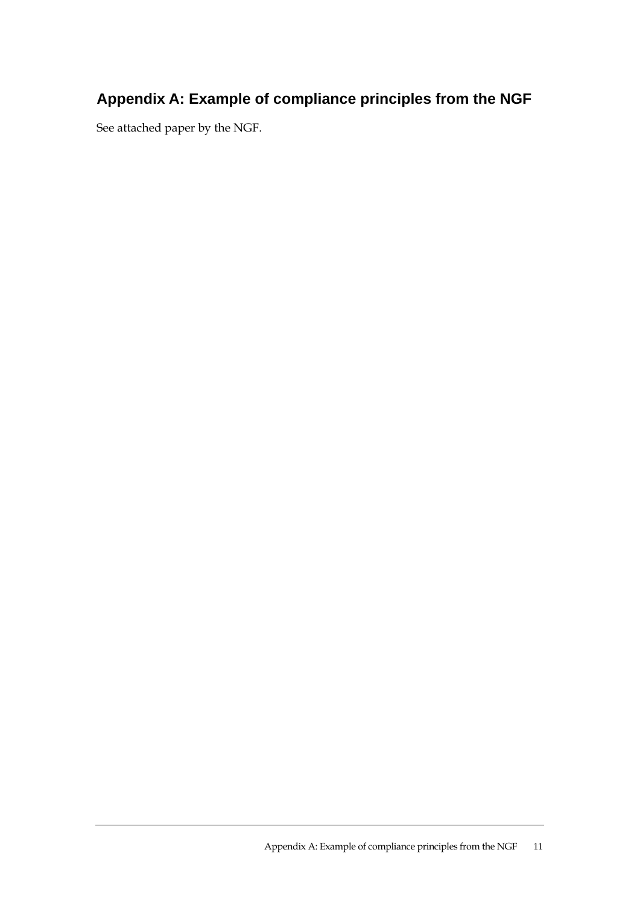# Appendix A: Example of compliance principles from the NGF

See attached paper by the NGF.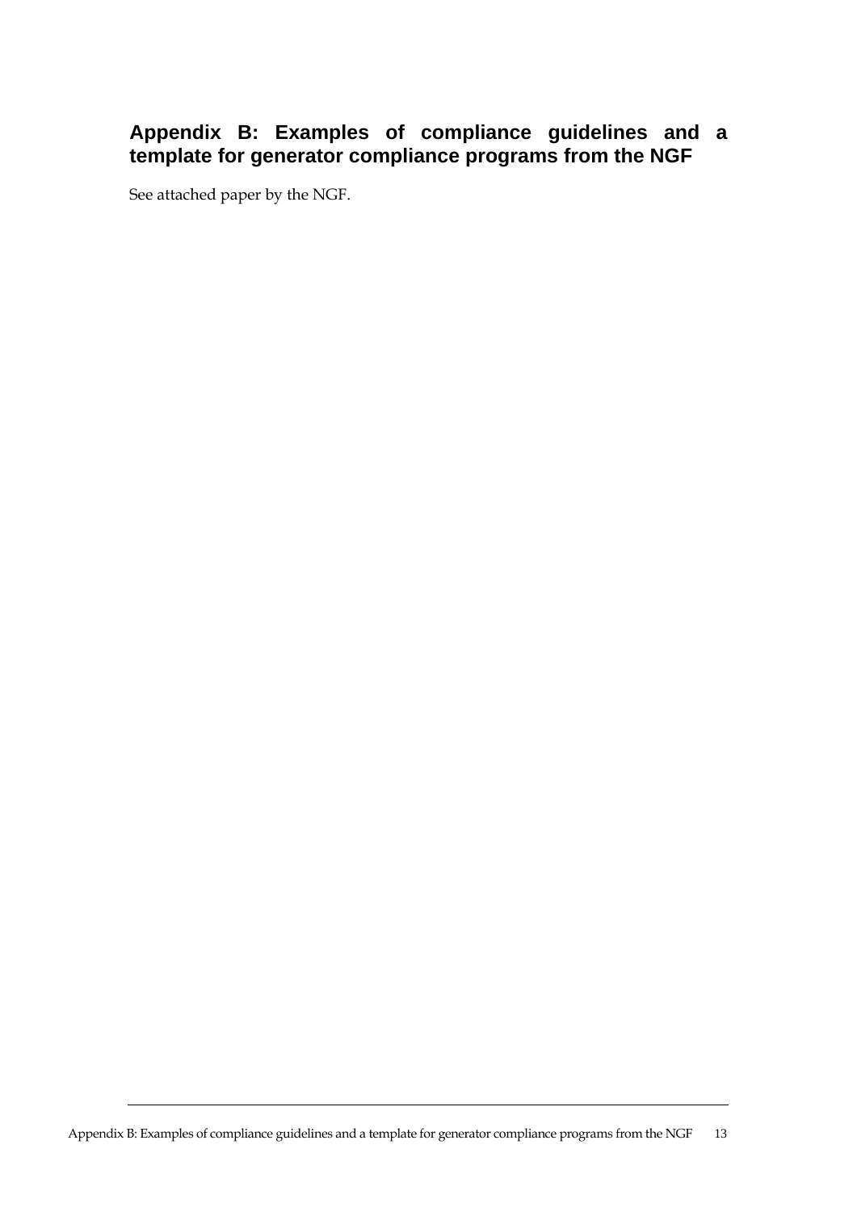# Appendix B: Examples of compliance guidelines and a template for generator compliance programs from the NGF

See attached paper by the NGF.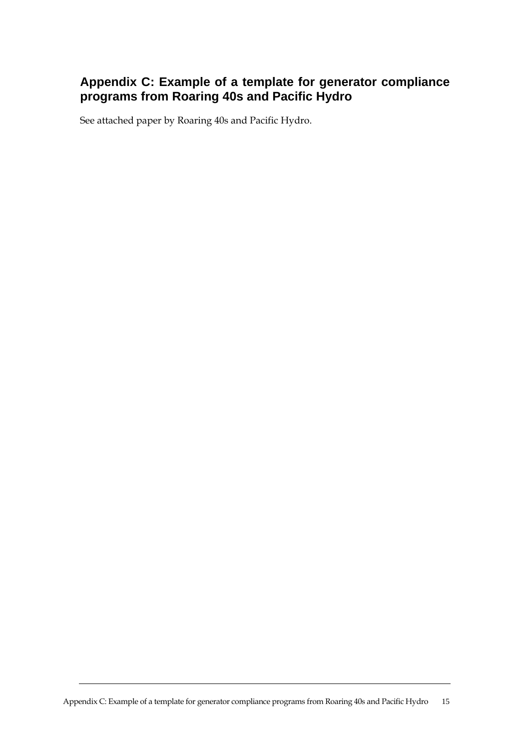## Appendix C: Example of a template for generator compliance programs from Roaring 40s and Pacific Hydro

See attached paper by Roaring 40s and Pacific Hydro.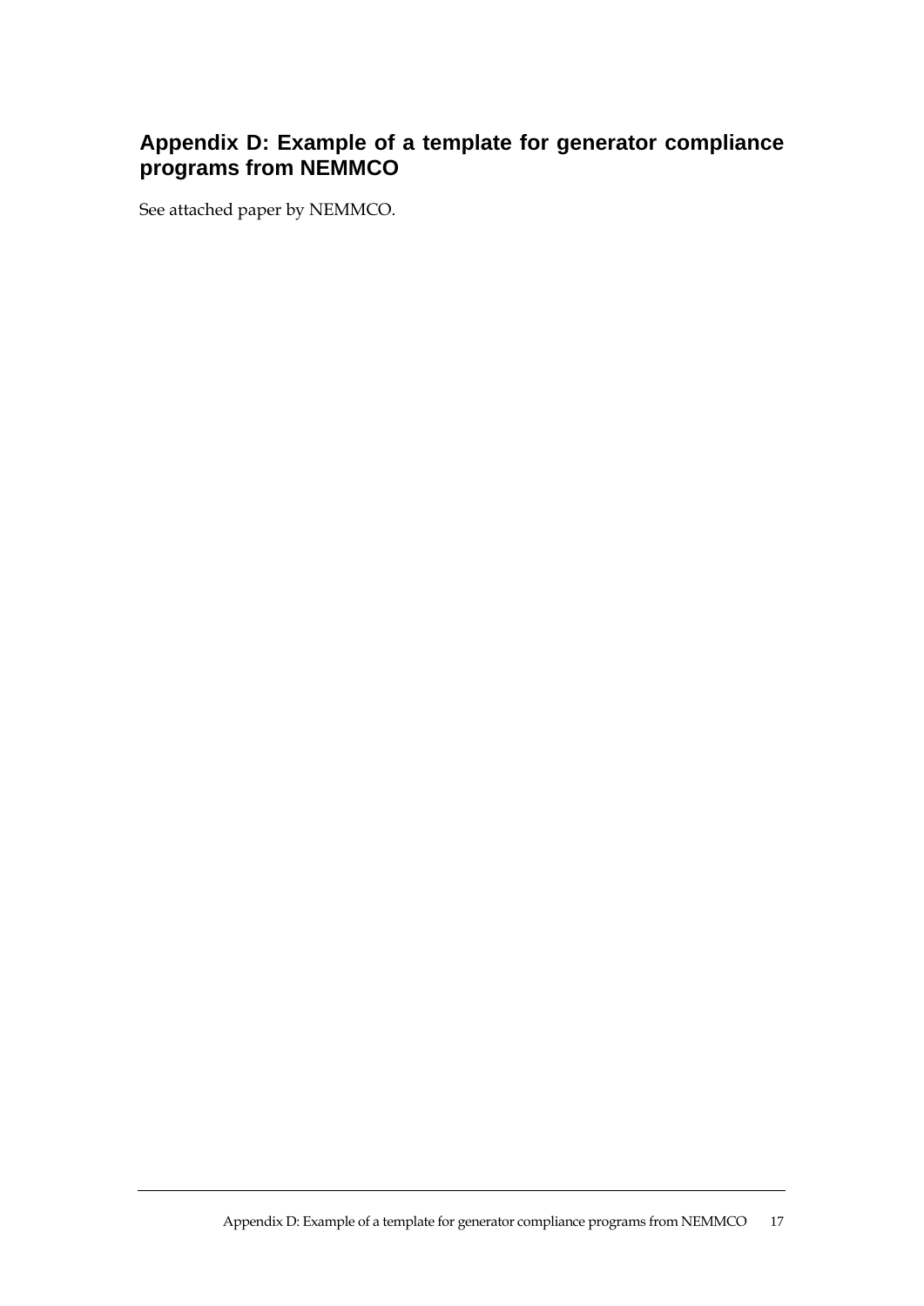## Appendix D: Example of a template for generator compliance programs from NEMMCO

See attached paper by NEMMCO.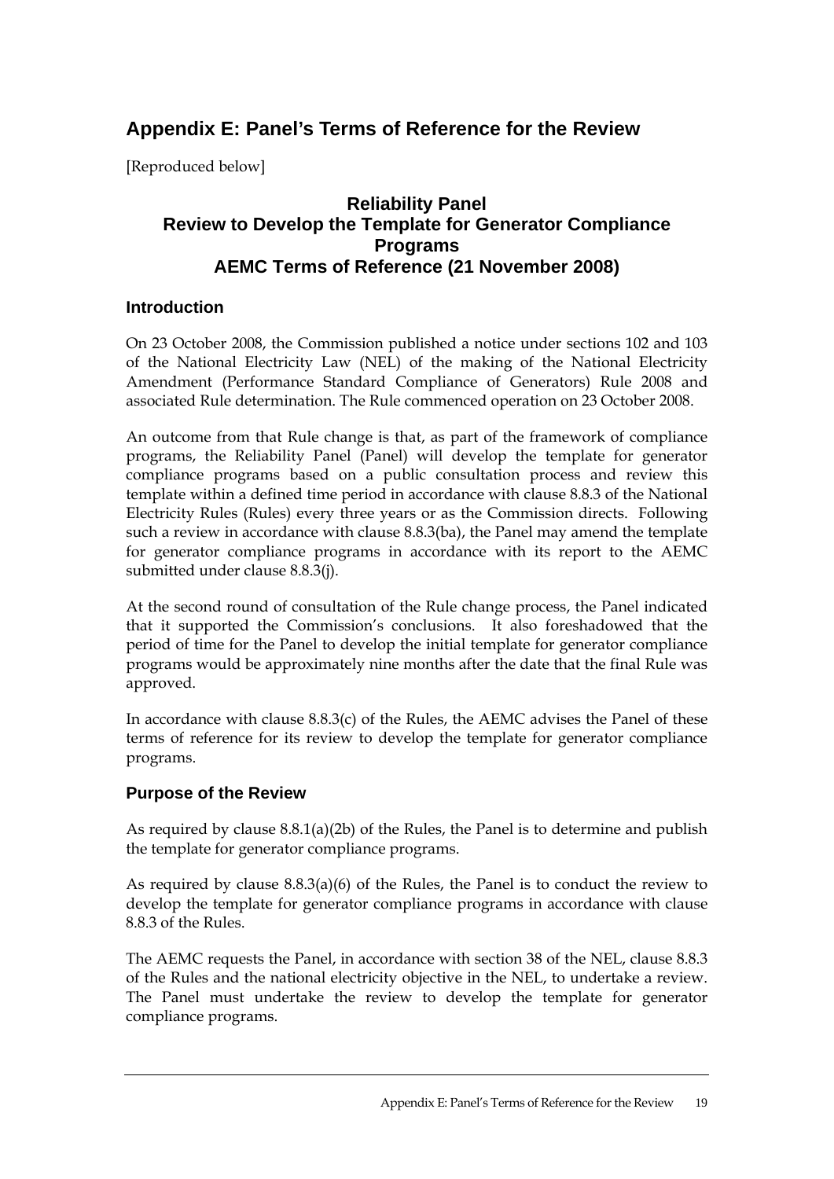# Appendix E: Panel's Terms of Reference for the Review

[Reproduced below]

## Reliability Panel
## Review to Develop the Template for Generator Compliance Programs
## AEMC Terms of Reference (21 November 2008)

### Introduction

On 23 October 2008, the Commission published a notice under sections 102 and 103 of the National Electricity Law (NEL) of the making of the National Electricity Amendment (Performance Standard Compliance of Generators) Rule 2008 and associated Rule determination. The Rule commenced operation on 23 October 2008.

An outcome from that Rule change is that, as part of the framework of compliance programs, the Reliability Panel (Panel) will develop the template for generator compliance programs based on a public consultation process and review this template within a defined time period in accordance with clause 8.8.3 of the National Electricity Rules (Rules) every three years or as the Commission directs. Following such a review in accordance with clause 8.8.3(ba), the Panel may amend the template for generator compliance programs in accordance with its report to the AEMC submitted under clause 8.8.3(j).

At the second round of consultation of the Rule change process, the Panel indicated that it supported the Commission's conclusions. It also foreshadowed that the period of time for the Panel to develop the initial template for generator compliance programs would be approximately nine months after the date that the final Rule was approved.

In accordance with clause 8.8.3(c) of the Rules, the AEMC advises the Panel of these terms of reference for its review to develop the template for generator compliance programs.

### Purpose of the Review

As required by clause 8.8.1(a)(2b) of the Rules, the Panel is to determine and publish the template for generator compliance programs.

As required by clause 8.8.3(a)(6) of the Rules, the Panel is to conduct the review to develop the template for generator compliance programs in accordance with clause 8.8.3 of the Rules.

The AEMC requests the Panel, in accordance with section 38 of the NEL, clause 8.8.3 of the Rules and the national electricity objective in the NEL, to undertake a review. The Panel must undertake the review to develop the template for generator compliance programs.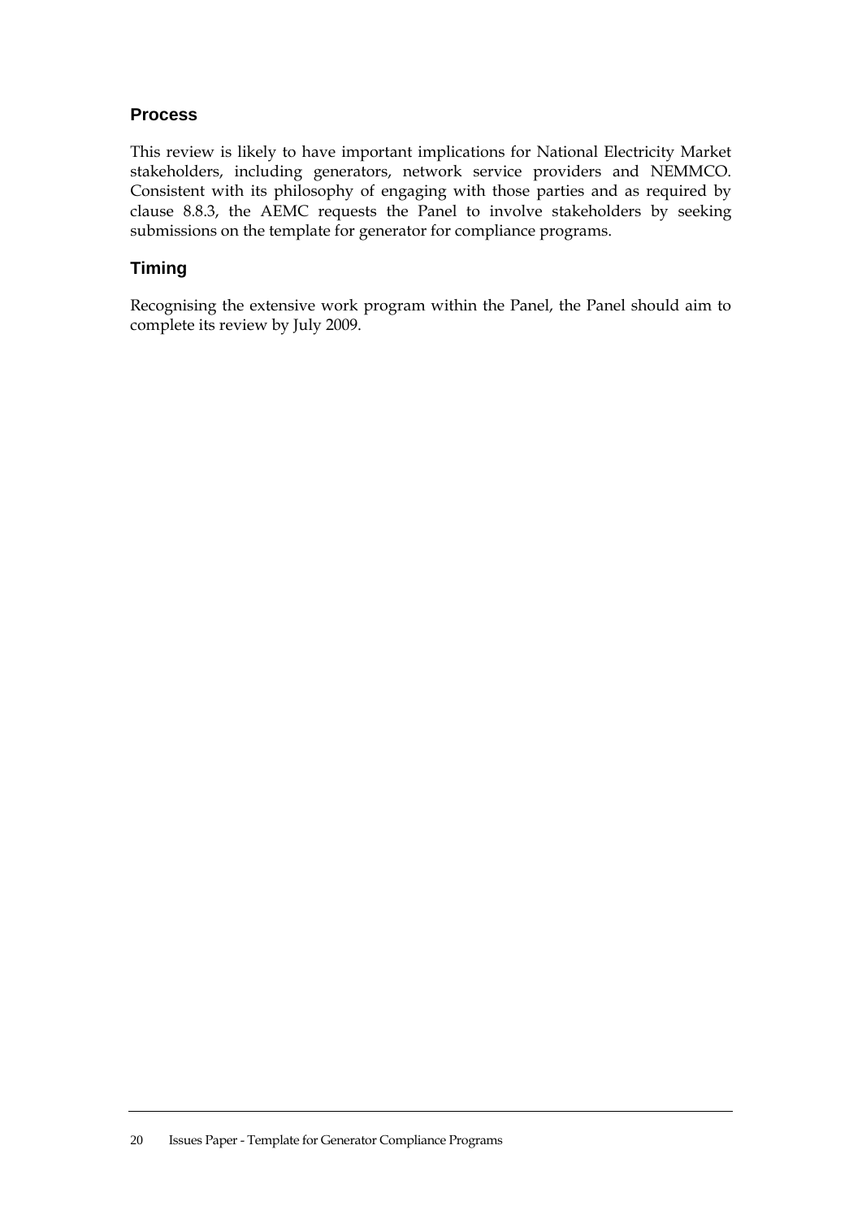## Process

This review is likely to have important implications for National Electricity Market stakeholders, including generators, network service providers and NEMMCO. Consistent with its philosophy of engaging with those parties and as required by clause 8.8.3, the AEMC requests the Panel to involve stakeholders by seeking submissions on the template for generator for compliance programs.

## Timing

Recognising the extensive work program within the Panel, the Panel should aim to complete its review by July 2009.